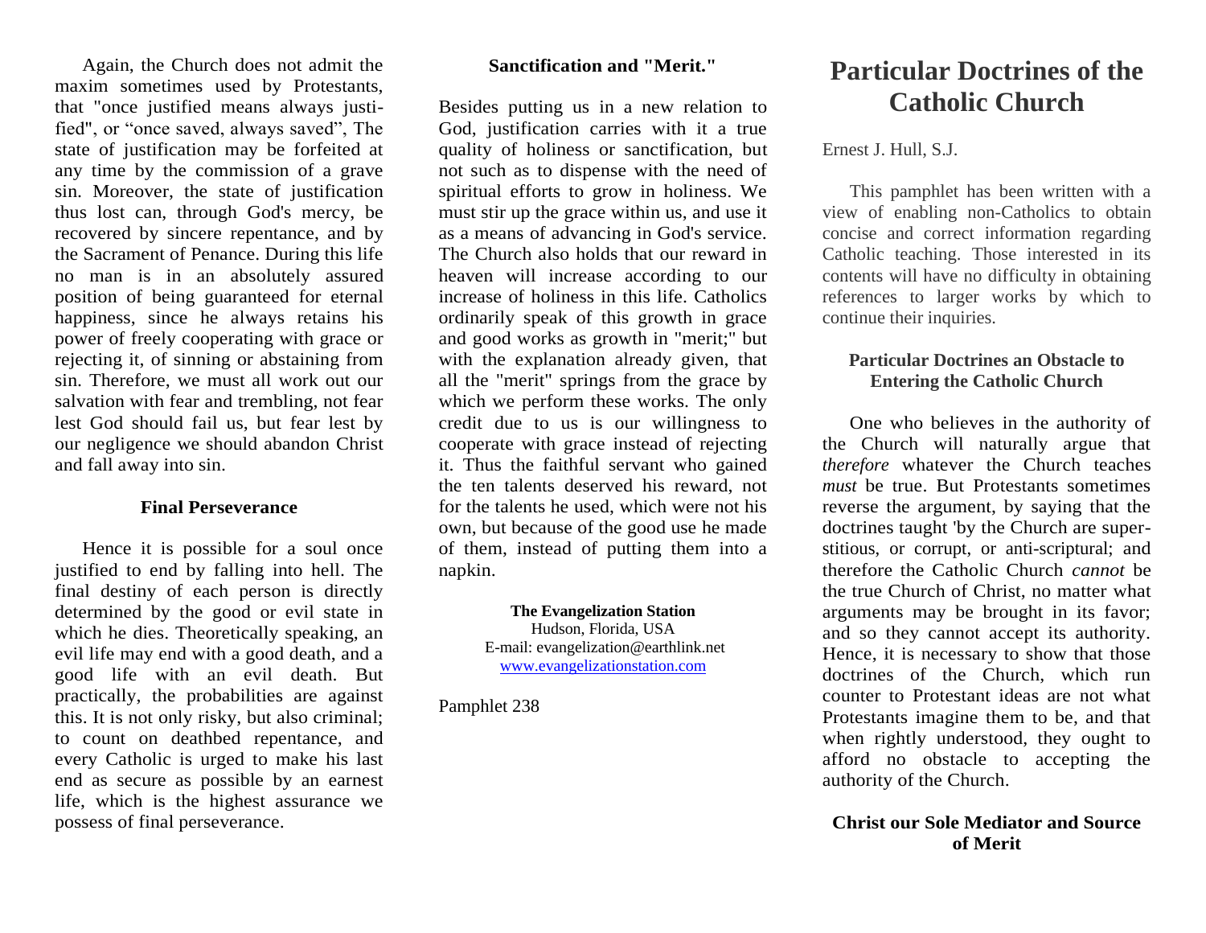Again, the Church does not admit the maxim sometimes used by Protestants, that "once justified means always justified", or "once saved, always saved", The state of justification may be forfeited at any time by the commission of a grave sin. Moreover, the state of justification thus lost can, through God's mercy, be recovered by sincere repentance, and by the Sacrament of Penance. During this life no man is in an absolutely assured position of being guaranteed for eternal happiness, since he always retains his power of freely cooperating with grace or rejecting it, of sinning or abstaining from sin. Therefore, we must all work out our salvation with fear and trembling, not fear lest God should fail us, but fear lest by our negligence we should abandon Christ and fall away into sin.

### Final Perseverance

Hence it is possible for a soul once justified to end by falling into hell. The final destiny of each person is directly determined by the good or evil state in which he dies. Theoretically speaking, an evil life may end with a good death, and a good life with an evil death. But practically, the probabilities are against this. It is not only risky, but also criminal; to count on deathbed repentance, and every Catholic is urged to make his last end as secure as possible by an earnest life, which is the highest assurance we possess of final perseverance.

### Sanctification and "Merit."

Besides putting us in a new relation to God, justification carries with it a true quality of holiness or sanctification, but not such as to dispense with the need of spiritual efforts to grow in holiness. We must stir up the grace within us, and use it as a means of advancing in God's service. The Church also holds that our reward in heaven will increase according to our increase of holiness in this life. Catholics ordinarily speak of this growth in grace and good works as growth in "merit;" but with the explanation already given, that all the "merit" springs from the grace by which we perform these works. The only credit due to us is our willingness to cooperate with grace instead of rejecting it. Thus the faithful servant who gained the ten talents deserved his reward, not for the talents he used, which were not his own, but because of the good use he made of them, instead of putting them into a napkin.

**The Evangelization Station**
Hudson, Florida, USA
E-mail: evangelization@earthlink.net
www.evangelizationstation.com

Pamphlet 238

# Particular Doctrines of the Catholic Church

Ernest J. Hull, S.J.

This pamphlet has been written with a view of enabling non-Catholics to obtain concise and correct information regarding Catholic teaching. Those interested in its contents will have no difficulty in obtaining references to larger works by which to continue their inquiries.

### Particular Doctrines an Obstacle to Entering the Catholic Church

One who believes in the authority of the Church will naturally argue that *therefore* whatever the Church teaches *must* be true. But Protestants sometimes reverse the argument, by saying that the doctrines taught 'by the Church are superstitious, or corrupt, or anti-scriptural; and therefore the Catholic Church *cannot* be the true Church of Christ, no matter what arguments may be brought in its favor; and so they cannot accept its authority. Hence, it is necessary to show that those doctrines of the Church, which run counter to Protestant ideas are not what Protestants imagine them to be, and that when rightly understood, they ought to afford no obstacle to accepting the authority of the Church.

### Christ our Sole Mediator and Source of Merit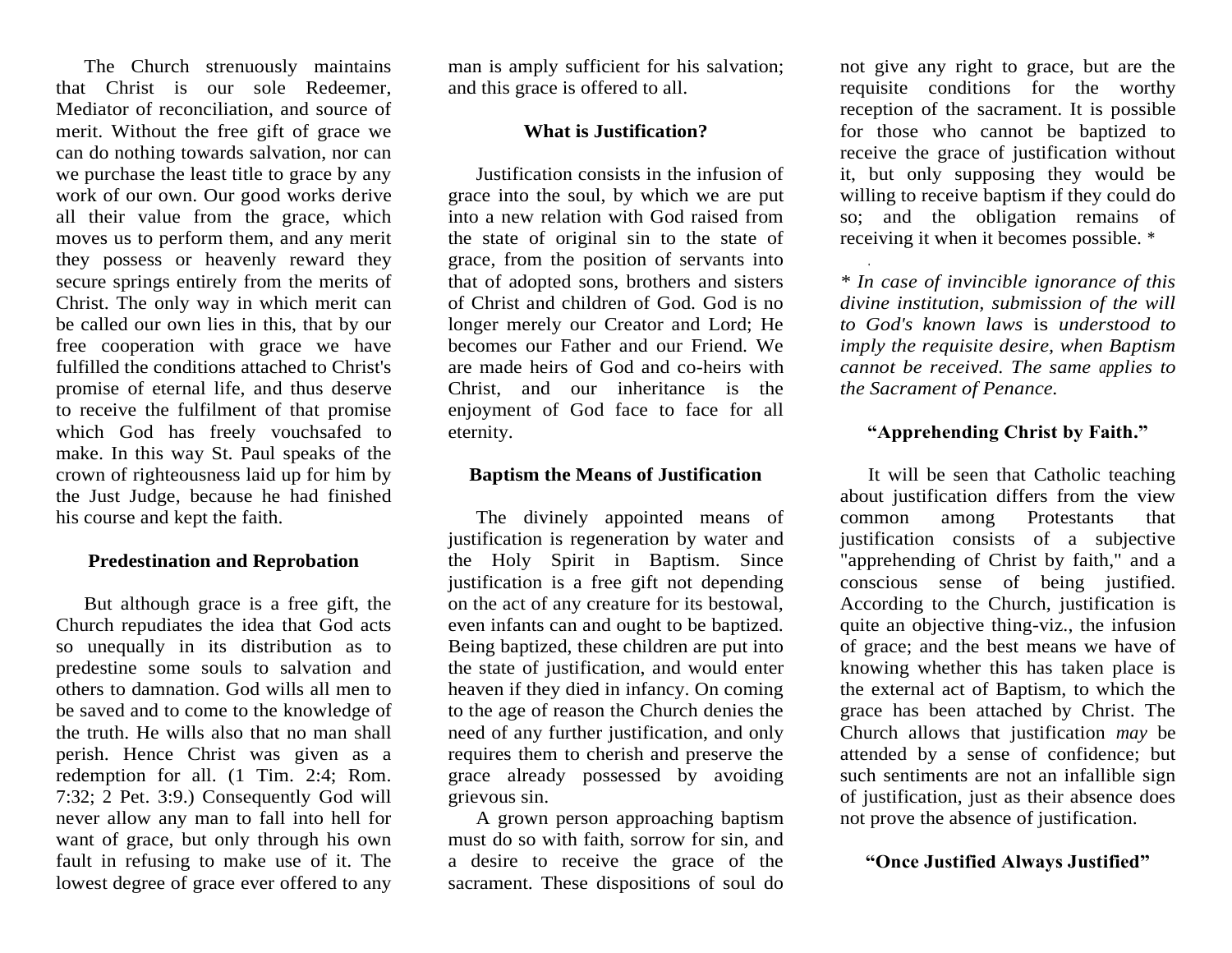The Church strenuously maintains that Christ is our sole Redeemer, Mediator of reconciliation, and source of merit. Without the free gift of grace we can do nothing towards salvation, nor can we purchase the least title to grace by any work of our own. Our good works derive all their value from the grace, which moves us to perform them, and any merit they possess or heavenly reward they secure springs entirely from the merits of Christ. The only way in which merit can be called our own lies in this, that by our free cooperation with grace we have fulfilled the conditions attached to Christ's promise of eternal life, and thus deserve to receive the fulfilment of that promise which God has freely vouchsafed to make. In this way St. Paul speaks of the crown of righteousness laid up for him by the Just Judge, because he had finished his course and kept the faith.

**Predestination and Reprobation**

But although grace is a free gift, the Church repudiates the idea that God acts so unequally in its distribution as to predestine some souls to salvation and others to damnation. God wills all men to be saved and to come to the knowledge of the truth. He wills also that no man shall perish. Hence Christ was given as a redemption for all. (1 Tim. 2:4; Rom. 7:32; 2 Pet. 3:9.) Consequently God will never allow any man to fall into hell for want of grace, but only through his own fault in refusing to make use of it. The lowest degree of grace ever offered to any man is amply sufficient for his salvation; and this grace is offered to all.

**What is Justification?**

Justification consists in the infusion of grace into the soul, by which we are put into a new relation with God raised from the state of original sin to the state of grace, from the position of servants into that of adopted sons, brothers and sisters of Christ and children of God. God is no longer merely our Creator and Lord; He becomes our Father and our Friend. We are made heirs of God and co-heirs with Christ, and our inheritance is the enjoyment of God face to face for all eternity.

**Baptism the Means of Justification**

The divinely appointed means of justification is regeneration by water and the Holy Spirit in Baptism. Since justification is a free gift not depending on the act of any creature for its bestowal, even infants can and ought to be baptized. Being baptized, these children are put into the state of justification, and would enter heaven if they died in infancy. On coming to the age of reason the Church denies the need of any further justification, and only requires them to cherish and preserve the grace already possessed by avoiding grievous sin.

A grown person approaching baptism must do so with faith, sorrow for sin, and a desire to receive the grace of the sacrament. These dispositions of soul do not give any right to grace, but are the requisite conditions for the worthy reception of the sacrament. It is possible for those who cannot be baptized to receive the grace of justification without it, but only supposing they would be willing to receive baptism if they could do so; and the obligation remains of receiving it when it becomes possible. *

*\* In case of invincible ignorance of this divine institution, submission of the will to God's known laws is understood to imply the requisite desire, when Baptism cannot be received. The same applies to the Sacrament of Penance.*

**"Apprehending Christ by Faith."**

It will be seen that Catholic teaching about justification differs from the view common among Protestants that justification consists of a subjective "apprehending of Christ by faith," and a conscious sense of being justified. According to the Church, justification is quite an objective thing-viz., the infusion of grace; and the best means we have of knowing whether this has taken place is the external act of Baptism, to which the grace has been attached by Christ. The Church allows that justification *may* be attended by a sense of confidence; but such sentiments are not an infallible sign of justification, just as their absence does not prove the absence of justification.

**"Once Justified Always Justified"**